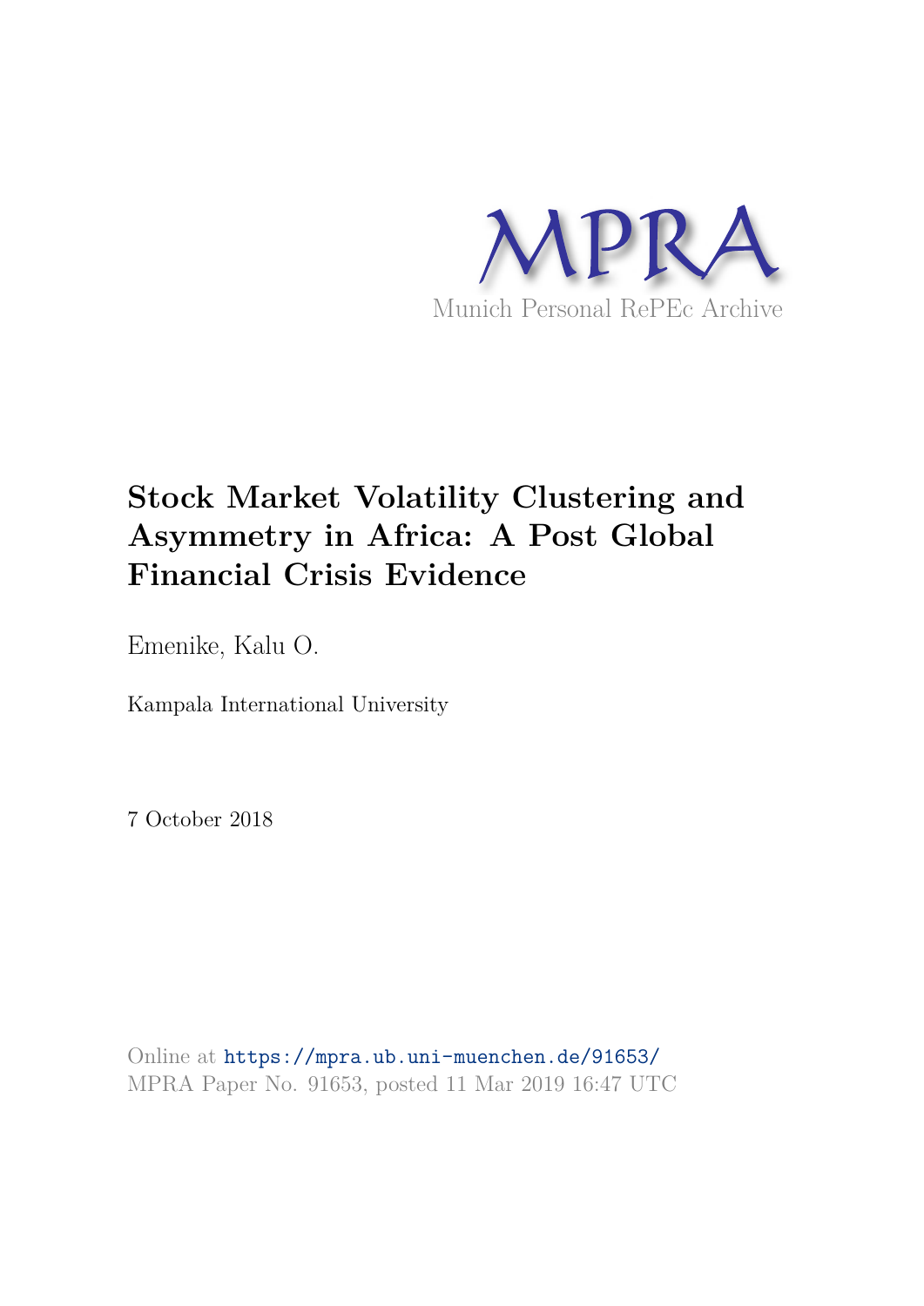MPRA

Munich Personal RePEc Archive

# Stock Market Volatility Clustering and Asymmetry in Africa: A Post Global Financial Crisis Evidence

Emenike, Kalu O.

Kampala International University

7 October 2018

Online at https://mpra.ub.uni-muenchen.de/91653/
MPRA Paper No. 91653, posted 11 Mar 2019 16:47 UTC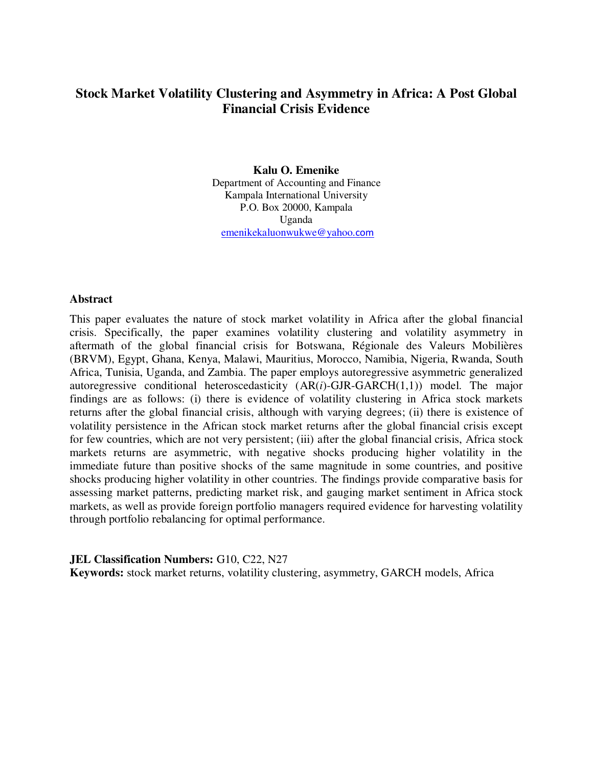# Stock Market Volatility Clustering and Asymmetry in Africa: A Post Global Financial Crisis Evidence

**Kalu O. Emenike**
Department of Accounting and Finance
Kampala International University
P.O. Box 20000, Kampala
Uganda
emenikekaluonwukwe@yahoo.com

## Abstract

This paper evaluates the nature of stock market volatility in Africa after the global financial crisis. Specifically, the paper examines volatility clustering and volatility asymmetry in aftermath of the global financial crisis for Botswana, Régionale des Valeurs Mobilières (BRVM), Egypt, Ghana, Kenya, Malawi, Mauritius, Morocco, Namibia, Nigeria, Rwanda, South Africa, Tunisia, Uganda, and Zambia. The paper employs autoregressive asymmetric generalized autoregressive conditional heteroscedasticity (AR(*i*)-GJR-GARCH(1,1)) model. The major findings are as follows: (i) there is evidence of volatility clustering in Africa stock markets returns after the global financial crisis, although with varying degrees; (ii) there is existence of volatility persistence in the African stock market returns after the global financial crisis except for few countries, which are not very persistent; (iii) after the global financial crisis, Africa stock markets returns are asymmetric, with negative shocks producing higher volatility in the immediate future than positive shocks of the same magnitude in some countries, and positive shocks producing higher volatility in other countries. The findings provide comparative basis for assessing market patterns, predicting market risk, and gauging market sentiment in Africa stock markets, as well as provide foreign portfolio managers required evidence for harvesting volatility through portfolio rebalancing for optimal performance.

**JEL Classification Numbers:** G10, C22, N27

**Keywords:** stock market returns, volatility clustering, asymmetry, GARCH models, Africa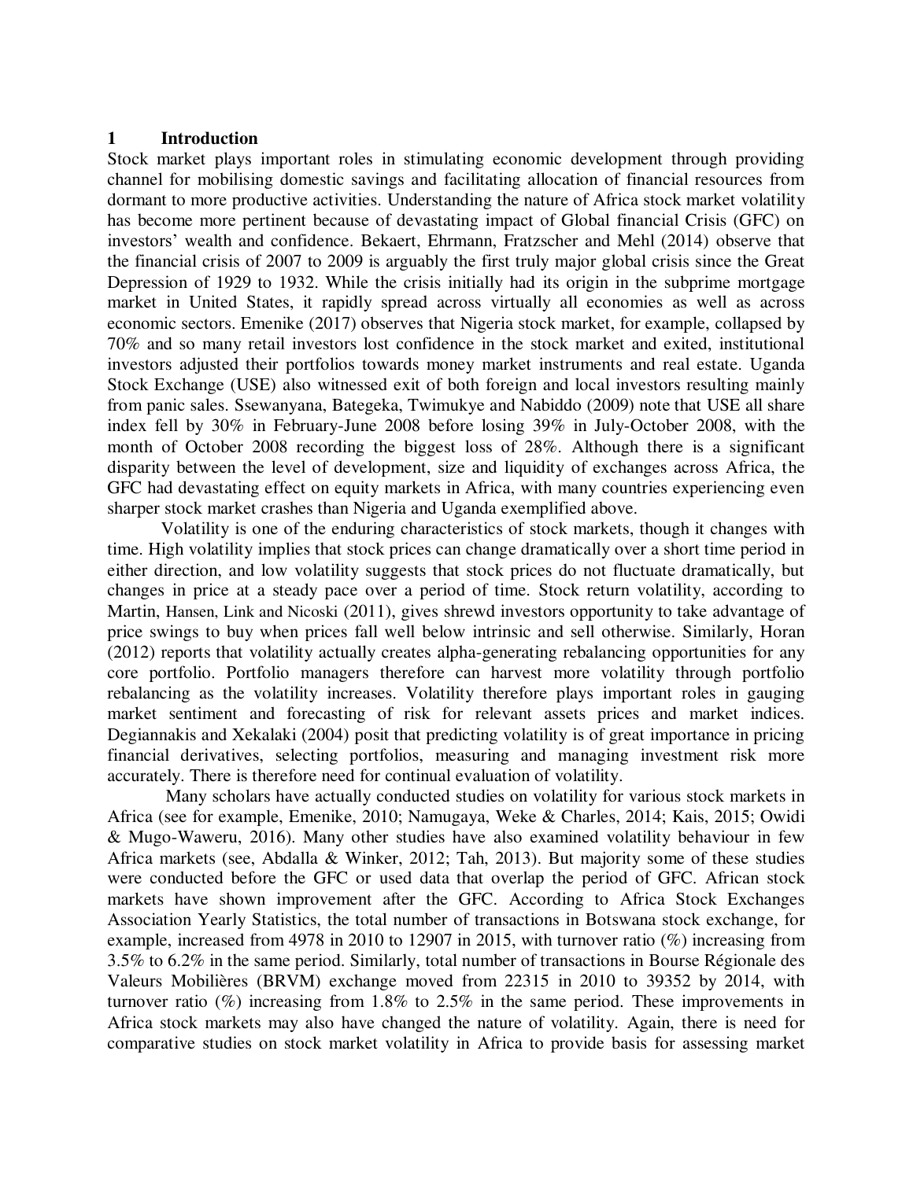## 1 Introduction

Stock market plays important roles in stimulating economic development through providing channel for mobilising domestic savings and facilitating allocation of financial resources from dormant to more productive activities. Understanding the nature of Africa stock market volatility has become more pertinent because of devastating impact of Global financial Crisis (GFC) on investors' wealth and confidence. Bekaert, Ehrmann, Fratzscher and Mehl (2014) observe that the financial crisis of 2007 to 2009 is arguably the first truly major global crisis since the Great Depression of 1929 to 1932. While the crisis initially had its origin in the subprime mortgage market in United States, it rapidly spread across virtually all economies as well as across economic sectors. Emenike (2017) observes that Nigeria stock market, for example, collapsed by 70% and so many retail investors lost confidence in the stock market and exited, institutional investors adjusted their portfolios towards money market instruments and real estate. Uganda Stock Exchange (USE) also witnessed exit of both foreign and local investors resulting mainly from panic sales. Ssewanyana, Bategeka, Twimukye and Nabiddo (2009) note that USE all share index fell by 30% in February-June 2008 before losing 39% in July-October 2008, with the month of October 2008 recording the biggest loss of 28%. Although there is a significant disparity between the level of development, size and liquidity of exchanges across Africa, the GFC had devastating effect on equity markets in Africa, with many countries experiencing even sharper stock market crashes than Nigeria and Uganda exemplified above.

Volatility is one of the enduring characteristics of stock markets, though it changes with time. High volatility implies that stock prices can change dramatically over a short time period in either direction, and low volatility suggests that stock prices do not fluctuate dramatically, but changes in price at a steady pace over a period of time. Stock return volatility, according to Martin, Hansen, Link and Nicoski (2011), gives shrewd investors opportunity to take advantage of price swings to buy when prices fall well below intrinsic and sell otherwise. Similarly, Horan (2012) reports that volatility actually creates alpha-generating rebalancing opportunities for any core portfolio. Portfolio managers therefore can harvest more volatility through portfolio rebalancing as the volatility increases. Volatility therefore plays important roles in gauging market sentiment and forecasting of risk for relevant assets prices and market indices. Degiannakis and Xekalaki (2004) posit that predicting volatility is of great importance in pricing financial derivatives, selecting portfolios, measuring and managing investment risk more accurately. There is therefore need for continual evaluation of volatility.

Many scholars have actually conducted studies on volatility for various stock markets in Africa (see for example, Emenike, 2010; Namugaya, Weke & Charles, 2014; Kais, 2015; Owidi & Mugo-Waweru, 2016). Many other studies have also examined volatility behaviour in few Africa markets (see, Abdalla & Winker, 2012; Tah, 2013). But majority some of these studies were conducted before the GFC or used data that overlap the period of GFC. African stock markets have shown improvement after the GFC. According to Africa Stock Exchanges Association Yearly Statistics, the total number of transactions in Botswana stock exchange, for example, increased from 4978 in 2010 to 12907 in 2015, with turnover ratio (%) increasing from 3.5% to 6.2% in the same period. Similarly, total number of transactions in Bourse Régionale des Valeurs Mobilières (BRVM) exchange moved from 22315 in 2010 to 39352 by 2014, with turnover ratio (%) increasing from 1.8% to 2.5% in the same period. These improvements in Africa stock markets may also have changed the nature of volatility. Again, there is need for comparative studies on stock market volatility in Africa to provide basis for assessing market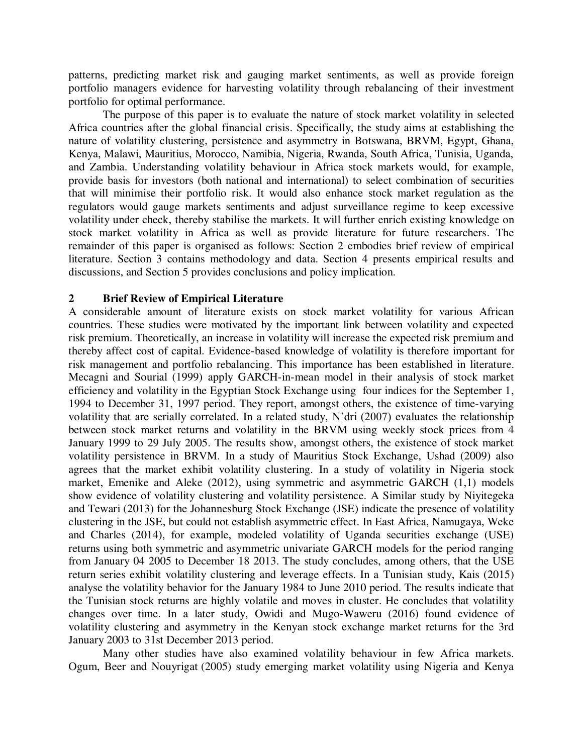patterns, predicting market risk and gauging market sentiments, as well as provide foreign portfolio managers evidence for harvesting volatility through rebalancing of their investment portfolio for optimal performance.

The purpose of this paper is to evaluate the nature of stock market volatility in selected Africa countries after the global financial crisis. Specifically, the study aims at establishing the nature of volatility clustering, persistence and asymmetry in Botswana, BRVM, Egypt, Ghana, Kenya, Malawi, Mauritius, Morocco, Namibia, Nigeria, Rwanda, South Africa, Tunisia, Uganda, and Zambia. Understanding volatility behaviour in Africa stock markets would, for example, provide basis for investors (both national and international) to select combination of securities that will minimise their portfolio risk. It would also enhance stock market regulation as the regulators would gauge markets sentiments and adjust surveillance regime to keep excessive volatility under check, thereby stabilise the markets. It will further enrich existing knowledge on stock market volatility in Africa as well as provide literature for future researchers. The remainder of this paper is organised as follows: Section 2 embodies brief review of empirical literature. Section 3 contains methodology and data. Section 4 presents empirical results and discussions, and Section 5 provides conclusions and policy implication.

## 2 Brief Review of Empirical Literature

A considerable amount of literature exists on stock market volatility for various African countries. These studies were motivated by the important link between volatility and expected risk premium. Theoretically, an increase in volatility will increase the expected risk premium and thereby affect cost of capital. Evidence-based knowledge of volatility is therefore important for risk management and portfolio rebalancing. This importance has been established in literature. Mecagni and Sourial (1999) apply GARCH-in-mean model in their analysis of stock market efficiency and volatility in the Egyptian Stock Exchange using four indices for the September 1, 1994 to December 31, 1997 period. They report, amongst others, the existence of time-varying volatility that are serially correlated. In a related study, N'dri (2007) evaluates the relationship between stock market returns and volatility in the BRVM using weekly stock prices from 4 January 1999 to 29 July 2005. The results show, amongst others, the existence of stock market volatility persistence in BRVM. In a study of Mauritius Stock Exchange, Ushad (2009) also agrees that the market exhibit volatility clustering. In a study of volatility in Nigeria stock market, Emenike and Aleke (2012), using symmetric and asymmetric GARCH (1,1) models show evidence of volatility clustering and volatility persistence. A Similar study by Niyitegeka and Tewari (2013) for the Johannesburg Stock Exchange (JSE) indicate the presence of volatility clustering in the JSE, but could not establish asymmetric effect. In East Africa, Namugaya, Weke and Charles (2014), for example, modeled volatility of Uganda securities exchange (USE) returns using both symmetric and asymmetric univariate GARCH models for the period ranging from January 04 2005 to December 18 2013. The study concludes, among others, that the USE return series exhibit volatility clustering and leverage effects. In a Tunisian study, Kais (2015) analyse the volatility behavior for the January 1984 to June 2010 period. The results indicate that the Tunisian stock returns are highly volatile and moves in cluster. He concludes that volatility changes over time. In a later study, Owidi and Mugo-Waweru (2016) found evidence of volatility clustering and asymmetry in the Kenyan stock exchange market returns for the 3rd January 2003 to 31st December 2013 period.

Many other studies have also examined volatility behaviour in few Africa markets. Ogum, Beer and Nouyrigat (2005) study emerging market volatility using Nigeria and Kenya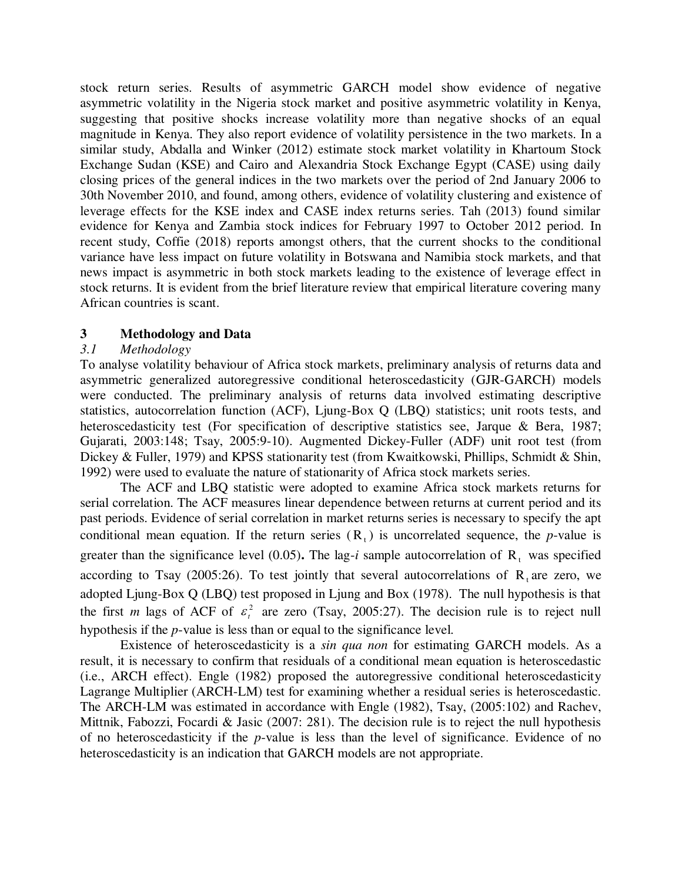stock return series. Results of asymmetric GARCH model show evidence of negative asymmetric volatility in the Nigeria stock market and positive asymmetric volatility in Kenya, suggesting that positive shocks increase volatility more than negative shocks of an equal magnitude in Kenya. They also report evidence of volatility persistence in the two markets. In a similar study, Abdalla and Winker (2012) estimate stock market volatility in Khartoum Stock Exchange Sudan (KSE) and Cairo and Alexandria Stock Exchange Egypt (CASE) using daily closing prices of the general indices in the two markets over the period of 2nd January 2006 to 30th November 2010, and found, among others, evidence of volatility clustering and existence of leverage effects for the KSE index and CASE index returns series. Tah (2013) found similar evidence for Kenya and Zambia stock indices for February 1997 to October 2012 period. In recent study, Coffie (2018) reports amongst others, that the current shocks to the conditional variance have less impact on future volatility in Botswana and Namibia stock markets, and that news impact is asymmetric in both stock markets leading to the existence of leverage effect in stock returns. It is evident from the brief literature review that empirical literature covering many African countries is scant.

## 3 Methodology and Data

### *3.1 Methodology*

To analyse volatility behaviour of Africa stock markets, preliminary analysis of returns data and asymmetric generalized autoregressive conditional heteroscedasticity (GJR-GARCH) models were conducted. The preliminary analysis of returns data involved estimating descriptive statistics, autocorrelation function (ACF), Ljung-Box Q (LBQ) statistics; unit roots tests, and heteroscedasticity test (For specification of descriptive statistics see, Jarque & Bera, 1987; Gujarati, 2003:148; Tsay, 2005:9-10). Augmented Dickey-Fuller (ADF) unit root test (from Dickey & Fuller, 1979) and KPSS stationarity test (from Kwaitkowski, Phillips, Schmidt & Shin, 1992) were used to evaluate the nature of stationarity of Africa stock markets series.

The ACF and LBQ statistic were adopted to examine Africa stock markets returns for serial correlation. The ACF measures linear dependence between returns at current period and its past periods. Evidence of serial correlation in market returns series is necessary to specify the apt conditional mean equation. If the return series ($R_t$) is uncorrelated sequence, the *p*-value is greater than the significance level (0.05). The lag-*i* sample autocorrelation of $R_t$ was specified according to Tsay (2005:26). To test jointly that several autocorrelations of $R_t$ are zero, we adopted Ljung-Box Q (LBQ) test proposed in Ljung and Box (1978). The null hypothesis is that the first *m* lags of ACF of $\varepsilon_t^2$ are zero (Tsay, 2005:27). The decision rule is to reject null hypothesis if the *p*-value is less than or equal to the significance level.

Existence of heteroscedasticity is a *sin qua non* for estimating GARCH models. As a result, it is necessary to confirm that residuals of a conditional mean equation is heteroscedastic (i.e., ARCH effect). Engle (1982) proposed the autoregressive conditional heteroscedasticity Lagrange Multiplier (ARCH-LM) test for examining whether a residual series is heteroscedastic. The ARCH-LM was estimated in accordance with Engle (1982), Tsay, (2005:102) and Rachev, Mittnik, Fabozzi, Focardi & Jasic (2007: 281). The decision rule is to reject the null hypothesis of no heteroscedasticity if the *p*-value is less than the level of significance. Evidence of no heteroscedasticity is an indication that GARCH models are not appropriate.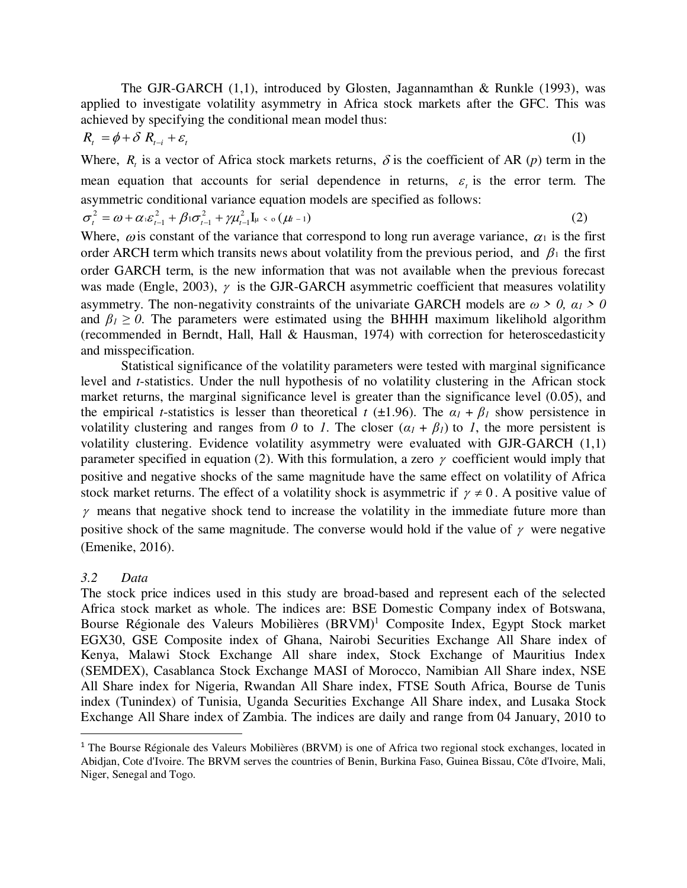The GJR-GARCH (1,1), introduced by Glosten, Jagannamthan & Runkle (1993), was applied to investigate volatility asymmetry in Africa stock markets after the GFC. This was achieved by specifying the conditional mean model thus:

$$R_t = \phi + \delta R_{t-i} + \varepsilon_t \tag{1}$$

Where, $R_t$ is a vector of Africa stock markets returns, $\delta$ is the coefficient of AR (*p*) term in the mean equation that accounts for serial dependence in returns, $\varepsilon_t$ is the error term. The asymmetric conditional variance equation models are specified as follows:

$$\sigma_t^2 = \omega + \alpha_1 \varepsilon_{t-1}^2 + \beta_1 \sigma_{t-1}^2 + \gamma \mu_{t-1}^2 \mathrm{I}_{\mu < 0}(\mu_{t-1}) \tag{2}$$

Where, $\omega$ is constant of the variance that correspond to long run average variance, $\alpha_1$ is the first order ARCH term which transits news about volatility from the previous period, and $\beta_1$ the first order GARCH term, is the new information that was not available when the previous forecast was made (Engle, 2003), $\gamma$ is the GJR-GARCH asymmetric coefficient that measures volatility asymmetry. The non-negativity constraints of the univariate GARCH models are $\omega > 0$, $\alpha_1 > 0$ and $\beta_1 \geq 0$. The parameters were estimated using the BHHH maximum likelihold algorithm (recommended in Berndt, Hall, Hall & Hausman, 1974) with correction for heteroscedasticity and misspecification.

Statistical significance of the volatility parameters were tested with marginal significance level and *t*-statistics. Under the null hypothesis of no volatility clustering in the African stock market returns, the marginal significance level is greater than the significance level (0.05), and the empirical *t*-statistics is lesser than theoretical *t* (±1.96). The $\alpha_1 + \beta_1$ show persistence in volatility clustering and ranges from *0* to *1*. The closer ($\alpha_1 + \beta_1$) to *1*, the more persistent is volatility clustering. Evidence volatility asymmetry were evaluated with GJR-GARCH (1,1) parameter specified in equation (2). With this formulation, a zero $\gamma$ coefficient would imply that positive and negative shocks of the same magnitude have the same effect on volatility of Africa stock market returns. The effect of a volatility shock is asymmetric if $\gamma \neq 0$. A positive value of $\gamma$ means that negative shock tend to increase the volatility in the immediate future more than positive shock of the same magnitude. The converse would hold if the value of $\gamma$ were negative (Emenike, 2016).

### *3.2 Data*

The stock price indices used in this study are broad-based and represent each of the selected Africa stock market as whole. The indices are: BSE Domestic Company index of Botswana, Bourse Régionale des Valeurs Mobilières (BRVM)[1] Composite Index, Egypt Stock market EGX30, GSE Composite index of Ghana, Nairobi Securities Exchange All Share index of Kenya, Malawi Stock Exchange All share index, Stock Exchange of Mauritius Index (SEMDEX), Casablanca Stock Exchange MASI of Morocco, Namibian All Share index, NSE All Share index for Nigeria, Rwandan All Share index, FTSE South Africa, Bourse de Tunis index (Tunindex) of Tunisia, Uganda Securities Exchange All Share index, and Lusaka Stock Exchange All Share index of Zambia. The indices are daily and range from 04 January, 2010 to

[1] The Bourse Régionale des Valeurs Mobilières (BRVM) is one of Africa two regional stock exchanges, located in Abidjan, Cote d'Ivoire. The BRVM serves the countries of Benin, Burkina Faso, Guinea Bissau, Côte d'Ivoire, Mali, Niger, Senegal and Togo.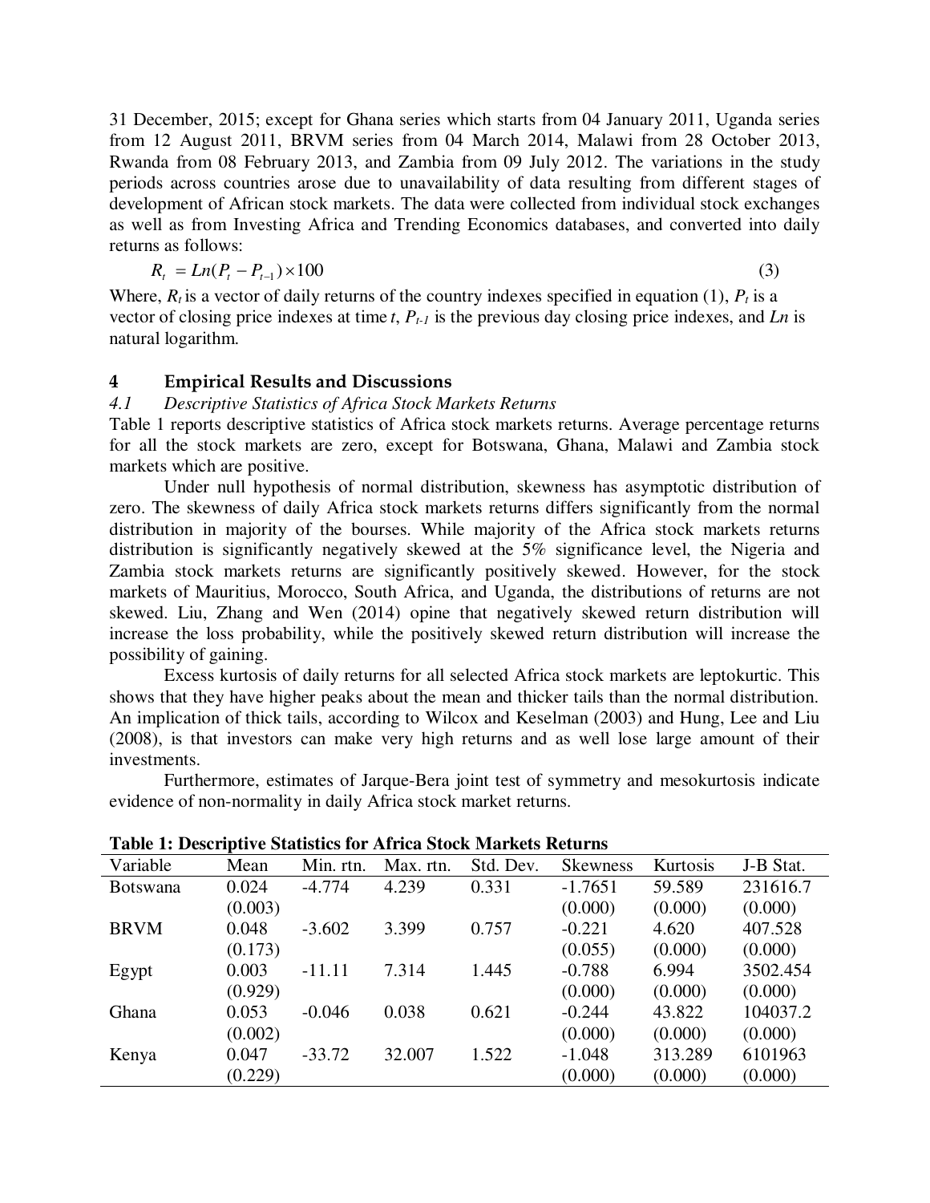31 December, 2015; except for Ghana series which starts from 04 January 2011, Uganda series from 12 August 2011, BRVM series from 04 March 2014, Malawi from 28 October 2013, Rwanda from 08 February 2013, and Zambia from 09 July 2012. The variations in the study periods across countries arose due to unavailability of data resulting from different stages of development of African stock markets. The data were collected from individual stock exchanges as well as from Investing Africa and Trending Economics databases, and converted into daily returns as follows:

$$R_t = Ln(P_t - P_{t-1}) \times 100 \tag{3}$$

Where, $R_t$ is a vector of daily returns of the country indexes specified in equation (1), $P_t$ is a vector of closing price indexes at time $t$, $P_{t-1}$ is the previous day closing price indexes, and $Ln$ is natural logarithm.

## 4 Empirical Results and Discussions

### *4.1 Descriptive Statistics of Africa Stock Markets Returns*

Table 1 reports descriptive statistics of Africa stock markets returns. Average percentage returns for all the stock markets are zero, except for Botswana, Ghana, Malawi and Zambia stock markets which are positive.

Under null hypothesis of normal distribution, skewness has asymptotic distribution of zero. The skewness of daily Africa stock markets returns differs significantly from the normal distribution in majority of the bourses. While majority of the Africa stock markets returns distribution is significantly negatively skewed at the 5% significance level, the Nigeria and Zambia stock markets returns are significantly positively skewed. However, for the stock markets of Mauritius, Morocco, South Africa, and Uganda, the distributions of returns are not skewed. Liu, Zhang and Wen (2014) opine that negatively skewed return distribution will increase the loss probability, while the positively skewed return distribution will increase the possibility of gaining.

Excess kurtosis of daily returns for all selected Africa stock markets are leptokurtic. This shows that they have higher peaks about the mean and thicker tails than the normal distribution. An implication of thick tails, according to Wilcox and Keselman (2003) and Hung, Lee and Liu (2008), is that investors can make very high returns and as well lose large amount of their investments.

Furthermore, estimates of Jarque-Bera joint test of symmetry and mesokurtosis indicate evidence of non-normality in daily Africa stock market returns.

**Table 1: Descriptive Statistics for Africa Stock Markets Returns**

| Variable | Mean | Min. rtn. | Max. rtn. | Std. Dev. | Skewness | Kurtosis | J-B Stat. |
|---|---|---|---|---|---|---|---|
| Botswana | 0.024 | -4.774 | 4.239 | 0.331 | -1.7651 | 59.589 | 231616.7 |
| | (0.003) | | | | (0.000) | (0.000) | (0.000) |
| BRVM | 0.048 | -3.602 | 3.399 | 0.757 | -0.221 | 4.620 | 407.528 |
| | (0.173) | | | | (0.055) | (0.000) | (0.000) |
| Egypt | 0.003 | -11.11 | 7.314 | 1.445 | -0.788 | 6.994 | 3502.454 |
| | (0.929) | | | | (0.000) | (0.000) | (0.000) |
| Ghana | 0.053 | -0.046 | 0.038 | 0.621 | -0.244 | 43.822 | 104037.2 |
| | (0.002) | | | | (0.000) | (0.000) | (0.000) |
| Kenya | 0.047 | -33.72 | 32.007 | 1.522 | -1.048 | 313.289 | 6101963 |
| | (0.229) | | | | (0.000) | (0.000) | (0.000) |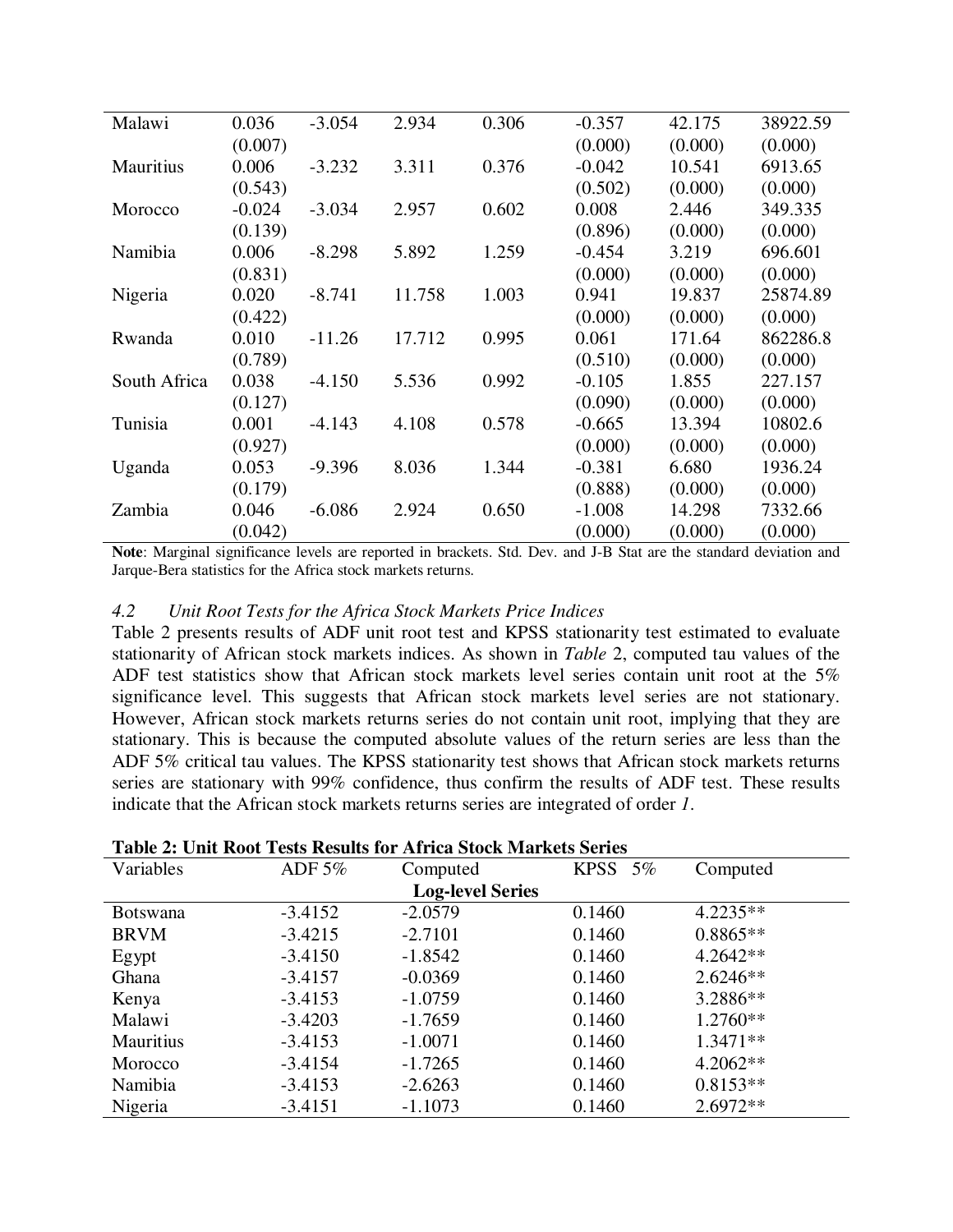| Malawi | 0.036 (0.007) | -3.054 | 2.934 | 0.306 | -0.357 (0.000) | 42.175 (0.000) | 38922.59 (0.000) |
|---|---|---|---|---|---|---|---|
| Mauritius | 0.006 (0.543) | -3.232 | 3.311 | 0.376 | -0.042 (0.502) | 10.541 (0.000) | 6913.65 (0.000) |
| Morocco | -0.024 (0.139) | -3.034 | 2.957 | 0.602 | 0.008 (0.896) | 2.446 (0.000) | 349.335 (0.000) |
| Namibia | 0.006 (0.831) | -8.298 | 5.892 | 1.259 | -0.454 (0.000) | 3.219 (0.000) | 696.601 (0.000) |
| Nigeria | 0.020 (0.422) | -8.741 | 11.758 | 1.003 | 0.941 (0.000) | 19.837 (0.000) | 25874.89 (0.000) |
| Rwanda | 0.010 (0.789) | -11.26 | 17.712 | 0.995 | 0.061 (0.510) | 171.64 (0.000) | 862286.8 (0.000) |
| South Africa | 0.038 (0.127) | -4.150 | 5.536 | 0.992 | -0.105 (0.090) | 1.855 (0.000) | 227.157 (0.000) |
| Tunisia | 0.001 (0.927) | -4.143 | 4.108 | 0.578 | -0.665 (0.000) | 13.394 (0.000) | 10802.6 (0.000) |
| Uganda | 0.053 (0.179) | -9.396 | 8.036 | 1.344 | -0.381 (0.888) | 6.680 (0.000) | 1936.24 (0.000) |
| Zambia | 0.046 (0.042) | -6.086 | 2.924 | 0.650 | -1.008 (0.000) | 14.298 (0.000) | 7332.66 (0.000) |

**Note**: Marginal significance levels are reported in brackets. Std. Dev. and J-B Stat are the standard deviation and Jarque-Bera statistics for the Africa stock markets returns.

### *4.2 Unit Root Tests for the Africa Stock Markets Price Indices*

Table 2 presents results of ADF unit root test and KPSS stationarity test estimated to evaluate stationarity of African stock markets indices. As shown in *Table* 2, computed tau values of the ADF test statistics show that African stock markets level series contain unit root at the 5% significance level. This suggests that African stock markets level series are not stationary. However, African stock markets returns series do not contain unit root, implying that they are stationary. This is because the computed absolute values of the return series are less than the ADF 5% critical tau values. The KPSS stationarity test shows that African stock markets returns series are stationary with 99% confidence, thus confirm the results of ADF test. These results indicate that the African stock markets returns series are integrated of order *1*.

**Table 2: Unit Root Tests Results for Africa Stock Markets Series**

| Variables | ADF 5% | Computed | KPSS 5% | Computed |
|---|---|---|---|---|
| | | **Log-level Series** | | |
| Botswana | -3.4152 | -2.0579 | 0.1460 | 4.2235** |
| BRVM | -3.4215 | -2.7101 | 0.1460 | 0.8865** |
| Egypt | -3.4150 | -1.8542 | 0.1460 | 4.2642** |
| Ghana | -3.4157 | -0.0369 | 0.1460 | 2.6246** |
| Kenya | -3.4153 | -1.0759 | 0.1460 | 3.2886** |
| Malawi | -3.4203 | -1.7659 | 0.1460 | 1.2760** |
| Mauritius | -3.4153 | -1.0071 | 0.1460 | 1.3471** |
| Morocco | -3.4154 | -1.7265 | 0.1460 | 4.2062** |
| Namibia | -3.4153 | -2.6263 | 0.1460 | 0.8153** |
| Nigeria | -3.4151 | -1.1073 | 0.1460 | 2.6972** |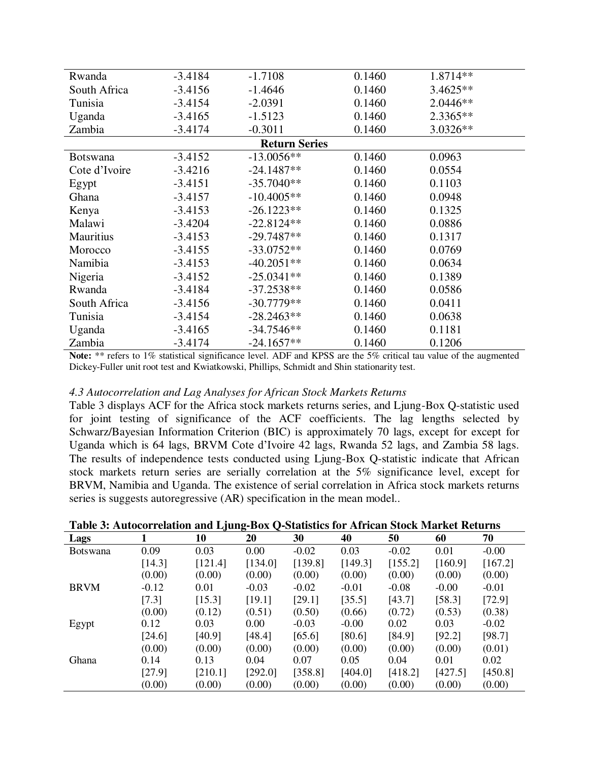| | | | | |
|---|---|---|---|---|
| Rwanda | -3.4184 | -1.7108 | 0.1460 | 1.8714** |
| South Africa | -3.4156 | -1.4646 | 0.1460 | 3.4625** |
| Tunisia | -3.4154 | -2.0391 | 0.1460 | 2.0446** |
| Uganda | -3.4165 | -1.5123 | 0.1460 | 2.3365** |
| Zambia | -3.4174 | -0.3011 | 0.1460 | 3.0326** |
| **Return Series** | | | | |
| Botswana | -3.4152 | -13.0056** | 0.1460 | 0.0963 |
| Cote d'Ivoire | -3.4216 | -24.1487** | 0.1460 | 0.0554 |
| Egypt | -3.4151 | -35.7040** | 0.1460 | 0.1103 |
| Ghana | -3.4157 | -10.4005** | 0.1460 | 0.0948 |
| Kenya | -3.4153 | -26.1223** | 0.1460 | 0.1325 |
| Malawi | -3.4204 | -22.8124** | 0.1460 | 0.0886 |
| Mauritius | -3.4153 | -29.7487** | 0.1460 | 0.1317 |
| Morocco | -3.4155 | -33.0752** | 0.1460 | 0.0769 |
| Namibia | -3.4153 | -40.2051** | 0.1460 | 0.0634 |
| Nigeria | -3.4152 | -25.0341** | 0.1460 | 0.1389 |
| Rwanda | -3.4184 | -37.2538** | 0.1460 | 0.0586 |
| South Africa | -3.4156 | -30.7779** | 0.1460 | 0.0411 |
| Tunisia | -3.4154 | -28.2463** | 0.1460 | 0.0638 |
| Uganda | -3.4165 | -34.7546** | 0.1460 | 0.1181 |
| Zambia | -3.4174 | -24.1657** | 0.1460 | 0.1206 |

**Note:** ** refers to 1% statistical significance level. ADF and KPSS are the 5% critical tau value of the augmented Dickey-Fuller unit root test and Kwiatkowski, Phillips, Schmidt and Shin stationarity test.

### *4.3 Autocorrelation and Lag Analyses for African Stock Markets Returns*

Table 3 displays ACF for the Africa stock markets returns series, and Ljung-Box Q-statistic used for joint testing of significance of the ACF coefficients. The lag lengths selected by Schwarz/Bayesian Information Criterion (BIC) is approximately 70 lags, except for except for Uganda which is 64 lags, BRVM Cote d'Ivoire 42 lags, Rwanda 52 lags, and Zambia 58 lags. The results of independence tests conducted using Ljung-Box Q-statistic indicate that African stock markets return series are serially correlation at the 5% significance level, except for BRVM, Namibia and Uganda. The existence of serial correlation in Africa stock markets returns series is suggests autoregressive (AR) specification in the mean model..

**Table 3: Autocorrelation and Ljung-Box Q-Statistics for African Stock Market Returns**

| Lags | 1 | 10 | 20 | 30 | 40 | 50 | 60 | 70 |
|---|---|---|---|---|---|---|---|---|
| Botswana | 0.09 | 0.03 | 0.00 | -0.02 | 0.03 | -0.02 | 0.01 | -0.00 |
| | [14.3] | [121.4] | [134.0] | [139.8] | [149.3] | [155.2] | [160.9] | [167.2] |
| | (0.00) | (0.00) | (0.00) | (0.00) | (0.00) | (0.00) | (0.00) | (0.00) |
| BRVM | -0.12 | 0.01 | -0.03 | -0.02 | -0.01 | -0.08 | -0.00 | -0.01 |
| | [7.3] | [15.3] | [19.1] | [29.1] | [35.5] | [43.7] | [58.3] | [72.9] |
| | (0.00) | (0.12) | (0.51) | (0.50) | (0.66) | (0.72) | (0.53) | (0.38) |
| Egypt | 0.12 | 0.03 | 0.00 | -0.03 | -0.00 | 0.02 | 0.03 | -0.02 |
| | [24.6] | [40.9] | [48.4] | [65.6] | [80.6] | [84.9] | [92.2] | [98.7] |
| | (0.00) | (0.00) | (0.00) | (0.00) | (0.00) | (0.00) | (0.00) | (0.01) |
| Ghana | 0.14 | 0.13 | 0.04 | 0.07 | 0.05 | 0.04 | 0.01 | 0.02 |
| | [27.9] | [210.1] | [292.0] | [358.8] | [404.0] | [418.2] | [427.5] | [450.8] |
| | (0.00) | (0.00) | (0.00) | (0.00) | (0.00) | (0.00) | (0.00) | (0.00) |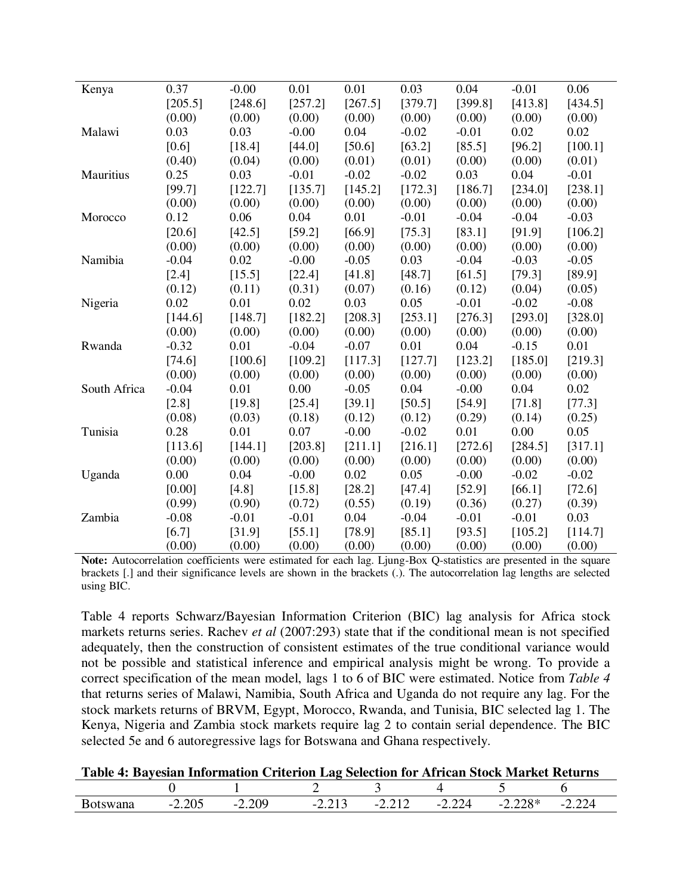| | | | | | | | | |
|---|---|---|---|---|---|---|---|---|
| Kenya | 0.37 | -0.00 | 0.01 | 0.01 | 0.03 | 0.04 | -0.01 | 0.06 |
| | [205.5] | [248.6] | [257.2] | [267.5] | [379.7] | [399.8] | [413.8] | [434.5] |
| | (0.00) | (0.00) | (0.00) | (0.00) | (0.00) | (0.00) | (0.00) | (0.00) |
| Malawi | 0.03 | 0.03 | -0.00 | 0.04 | -0.02 | -0.01 | 0.02 | 0.02 |
| | [0.6] | [18.4] | [44.0] | [50.6] | [63.2] | [85.5] | [96.2] | [100.1] |
| | (0.40) | (0.04) | (0.00) | (0.01) | (0.01) | (0.00) | (0.00) | (0.01) |
| Mauritius | 0.25 | 0.03 | -0.01 | -0.02 | -0.02 | 0.03 | 0.04 | -0.01 |
| | [99.7] | [122.7] | [135.7] | [145.2] | [172.3] | [186.7] | [234.0] | [238.1] |
| | (0.00) | (0.00) | (0.00) | (0.00) | (0.00) | (0.00) | (0.00) | (0.00) |
| Morocco | 0.12 | 0.06 | 0.04 | 0.01 | -0.01 | -0.04 | -0.04 | -0.03 |
| | [20.6] | [42.5] | [59.2] | [66.9] | [75.3] | [83.1] | [91.9] | [106.2] |
| | (0.00) | (0.00) | (0.00) | (0.00) | (0.00) | (0.00) | (0.00) | (0.00) |
| Namibia | -0.04 | 0.02 | -0.00 | -0.05 | 0.03 | -0.04 | -0.03 | -0.05 |
| | [2.4] | [15.5] | [22.4] | [41.8] | [48.7] | [61.5] | [79.3] | [89.9] |
| | (0.12) | (0.11) | (0.31) | (0.07) | (0.16) | (0.12) | (0.04) | (0.05) |
| Nigeria | 0.02 | 0.01 | 0.02 | 0.03 | 0.05 | -0.01 | -0.02 | -0.08 |
| | [144.6] | [148.7] | [182.2] | [208.3] | [253.1] | [276.3] | [293.0] | [328.0] |
| | (0.00) | (0.00) | (0.00) | (0.00) | (0.00) | (0.00) | (0.00) | (0.00) |
| Rwanda | -0.32 | 0.01 | -0.04 | -0.07 | 0.01 | 0.04 | -0.15 | 0.01 |
| | [74.6] | [100.6] | [109.2] | [117.3] | [127.7] | [123.2] | [185.0] | [219.3] |
| | (0.00) | (0.00) | (0.00) | (0.00) | (0.00) | (0.00) | (0.00) | (0.00) |
| South Africa | -0.04 | 0.01 | 0.00 | -0.05 | 0.04 | -0.00 | 0.04 | 0.02 |
| | [2.8] | [19.8] | [25.4] | [39.1] | [50.5] | [54.9] | [71.8] | [77.3] |
| | (0.08) | (0.03) | (0.18) | (0.12) | (0.12) | (0.29) | (0.14) | (0.25) |
| Tunisia | 0.28 | 0.01 | 0.07 | -0.00 | -0.02 | 0.01 | 0.00 | 0.05 |
| | [113.6] | [144.1] | [203.8] | [211.1] | [216.1] | [272.6] | [284.5] | [317.1] |
| | (0.00) | (0.00) | (0.00) | (0.00) | (0.00) | (0.00) | (0.00) | (0.00) |
| Uganda | 0.00 | 0.04 | -0.00 | 0.02 | 0.05 | -0.00 | -0.02 | -0.02 |
| | [0.00] | [4.8] | [15.8] | [28.2] | [47.4] | [52.9] | [66.1] | [72.6] |
| | (0.99) | (0.90) | (0.72) | (0.55) | (0.19) | (0.36) | (0.27) | (0.39) |
| Zambia | -0.08 | -0.01 | -0.01 | 0.04 | -0.04 | -0.01 | -0.01 | 0.03 |
| | [6.7] | [31.9] | [55.1] | [78.9] | [85.1] | [93.5] | [105.2] | [114.7] |
| | (0.00) | (0.00) | (0.00) | (0.00) | (0.00) | (0.00) | (0.00) | (0.00) |

**Note:** Autocorrelation coefficients were estimated for each lag. Ljung-Box Q-statistics are presented in the square brackets [.] and their significance levels are shown in the brackets (.). The autocorrelation lag lengths are selected using BIC.

Table 4 reports Schwarz/Bayesian Information Criterion (BIC) lag analysis for Africa stock markets returns series. Rachev *et al* (2007:293) state that if the conditional mean is not specified adequately, then the construction of consistent estimates of the true conditional variance would not be possible and statistical inference and empirical analysis might be wrong. To provide a correct specification of the mean model, lags 1 to 6 of BIC were estimated. Notice from *Table 4* that returns series of Malawi, Namibia, South Africa and Uganda do not require any lag. For the stock markets returns of BRVM, Egypt, Morocco, Rwanda, and Tunisia, BIC selected lag 1. The Kenya, Nigeria and Zambia stock markets require lag 2 to contain serial dependence. The BIC selected 5e and 6 autoregressive lags for Botswana and Ghana respectively.

**Table 4: Bayesian Information Criterion Lag Selection for African Stock Market Returns**

| | 0 | 1 | 2 | 3 | 4 | 5 | 6 |
|---|---|---|---|---|---|---|---|
| Botswana | -2.205 | -2.209 | -2.213 | -2.212 | -2.224 | -2.228* | -2.224 |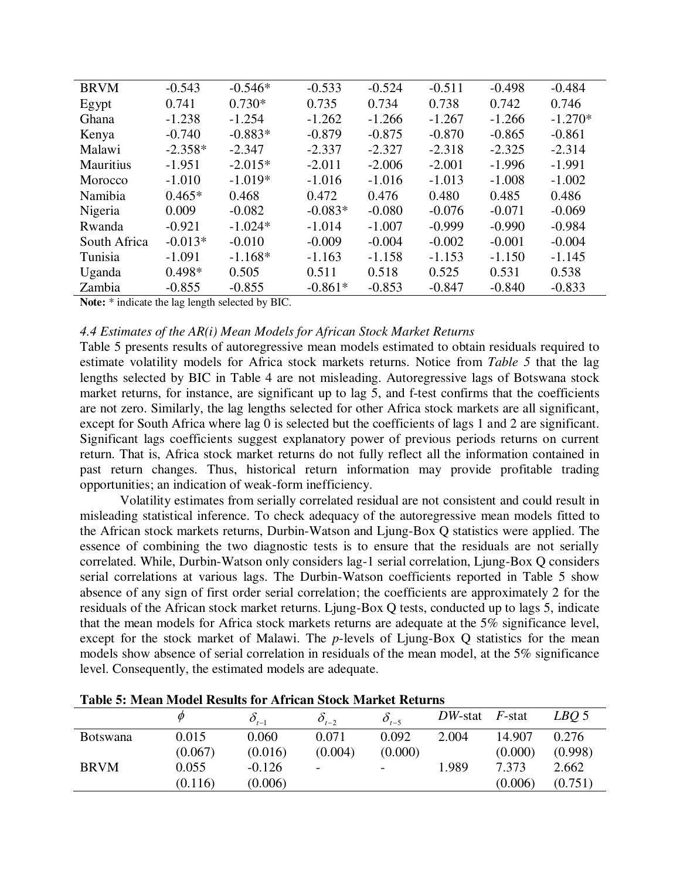| | | | | | | | |
|---|---|---|---|---|---|---|---|
| BRVM | -0.543 | -0.546* | -0.533 | -0.524 | -0.511 | -0.498 | -0.484 |
| Egypt | 0.741 | 0.730* | 0.735 | 0.734 | 0.738 | 0.742 | 0.746 |
| Ghana | -1.238 | -1.254 | -1.262 | -1.266 | -1.267 | -1.266 | -1.270* |
| Kenya | -0.740 | -0.883* | -0.879 | -0.875 | -0.870 | -0.865 | -0.861 |
| Malawi | -2.358* | -2.347 | -2.337 | -2.327 | -2.318 | -2.325 | -2.314 |
| Mauritius | -1.951 | -2.015* | -2.011 | -2.006 | -2.001 | -1.996 | -1.991 |
| Morocco | -1.010 | -1.019* | -1.016 | -1.016 | -1.013 | -1.008 | -1.002 |
| Namibia | 0.465* | 0.468 | 0.472 | 0.476 | 0.480 | 0.485 | 0.486 |
| Nigeria | 0.009 | -0.082 | -0.083* | -0.080 | -0.076 | -0.071 | -0.069 |
| Rwanda | -0.921 | -1.024* | -1.014 | -1.007 | -0.999 | -0.990 | -0.984 |
| South Africa | -0.013* | -0.010 | -0.009 | -0.004 | -0.002 | -0.001 | -0.004 |
| Tunisia | -1.091 | -1.168* | -1.163 | -1.158 | -1.153 | -1.150 | -1.145 |
| Uganda | 0.498* | 0.505 | 0.511 | 0.518 | 0.525 | 0.531 | 0.538 |
| Zambia | -0.855 | -0.855 | -0.861* | -0.853 | -0.847 | -0.840 | -0.833 |

**Note:** * indicate the lag length selected by BIC.

### *4.4 Estimates of the AR(i) Mean Models for African Stock Market Returns*

Table 5 presents results of autoregressive mean models estimated to obtain residuals required to estimate volatility models for Africa stock markets returns. Notice from *Table 5* that the lag lengths selected by BIC in Table 4 are not misleading. Autoregressive lags of Botswana stock market returns, for instance, are significant up to lag 5, and f-test confirms that the coefficients are not zero. Similarly, the lag lengths selected for other Africa stock markets are all significant, except for South Africa where lag 0 is selected but the coefficients of lags 1 and 2 are significant. Significant lags coefficients suggest explanatory power of previous periods returns on current return. That is, Africa stock market returns do not fully reflect all the information contained in past return changes. Thus, historical return information may provide profitable trading opportunities; an indication of weak-form inefficiency.

Volatility estimates from serially correlated residual are not consistent and could result in misleading statistical inference. To check adequacy of the autoregressive mean models fitted to the African stock markets returns, Durbin-Watson and Ljung-Box Q statistics were applied. The essence of combining the two diagnostic tests is to ensure that the residuals are not serially correlated. While, Durbin-Watson only considers lag-1 serial correlation, Ljung-Box Q considers serial correlations at various lags. The Durbin-Watson coefficients reported in Table 5 show absence of any sign of first order serial correlation; the coefficients are approximately 2 for the residuals of the African stock market returns. Ljung-Box Q tests, conducted up to lags 5, indicate that the mean models for Africa stock markets returns are adequate at the 5% significance level, except for the stock market of Malawi. The *p*-levels of Ljung-Box Q statistics for the mean models show absence of serial correlation in residuals of the mean model, at the 5% significance level. Consequently, the estimated models are adequate.

**Table 5: Mean Model Results for African Stock Market Returns**

| | $\phi$ | $\delta_{t-1}$ | $\delta_{t-2}$ | $\delta_{t-5}$ | *DW*-stat | *F*-stat | *LBQ* 5 |
|---|---|---|---|---|---|---|---|
| Botswana | 0.015 | 0.060 | 0.071 | 0.092 | 2.004 | 14.907 | 0.276 |
| | (0.067) | (0.016) | (0.004) | (0.000) | | (0.000) | (0.998) |
| BRVM | 0.055 | -0.126 | - | - | 1.989 | 7.373 | 2.662 |
| | (0.116) | (0.006) | | | | (0.006) | (0.751) |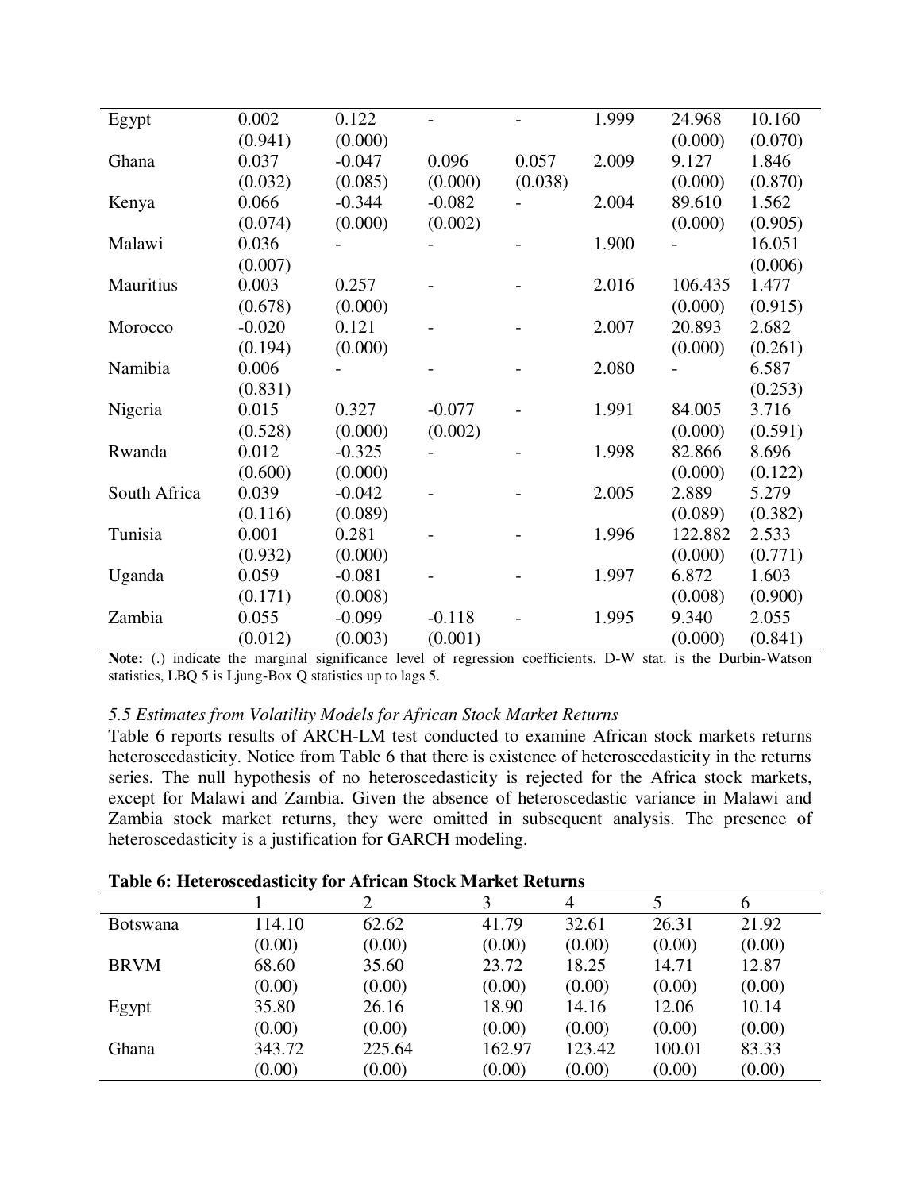| | | | | | | | |
|---|---|---|---|---|---|---|---|
| Egypt | 0.002 | 0.122 | - | - | 1.999 | 24.968 | 10.160 |
| | (0.941) | (0.000) | | | | (0.000) | (0.070) |
| Ghana | 0.037 | -0.047 | 0.096 | 0.057 | 2.009 | 9.127 | 1.846 |
| | (0.032) | (0.085) | (0.000) | (0.038) | | (0.000) | (0.870) |
| Kenya | 0.066 | -0.344 | -0.082 | - | 2.004 | 89.610 | 1.562 |
| | (0.074) | (0.000) | (0.002) | | | (0.000) | (0.905) |
| Malawi | 0.036 | - | - | - | 1.900 | - | 16.051 |
| | (0.007) | | | | | | (0.006) |
| Mauritius | 0.003 | 0.257 | - | - | 2.016 | 106.435 | 1.477 |
| | (0.678) | (0.000) | | | | (0.000) | (0.915) |
| Morocco | -0.020 | 0.121 | - | - | 2.007 | 20.893 | 2.682 |
| | (0.194) | (0.000) | | | | (0.000) | (0.261) |
| Namibia | 0.006 | - | - | - | 2.080 | - | 6.587 |
| | (0.831) | | | | | | (0.253) |
| Nigeria | 0.015 | 0.327 | -0.077 | - | 1.991 | 84.005 | 3.716 |
| | (0.528) | (0.000) | (0.002) | | | (0.000) | (0.591) |
| Rwanda | 0.012 | -0.325 | - | - | 1.998 | 82.866 | 8.696 |
| | (0.600) | (0.000) | | | | (0.000) | (0.122) |
| South Africa | 0.039 | -0.042 | - | - | 2.005 | 2.889 | 5.279 |
| | (0.116) | (0.089) | | | | (0.089) | (0.382) |
| Tunisia | 0.001 | 0.281 | - | - | 1.996 | 122.882 | 2.533 |
| | (0.932) | (0.000) | | | | (0.000) | (0.771) |
| Uganda | 0.059 | -0.081 | - | - | 1.997 | 6.872 | 1.603 |
| | (0.171) | (0.008) | | | | (0.008) | (0.900) |
| Zambia | 0.055 | -0.099 | -0.118 | - | 1.995 | 9.340 | 2.055 |
| | (0.012) | (0.003) | (0.001) | | | (0.000) | (0.841) |

**Note:** (.) indicate the marginal significance level of regression coefficients. D-W stat. is the Durbin-Watson statistics, LBQ 5 is Ljung-Box Q statistics up to lags 5.

### *5.5 Estimates from Volatility Models for African Stock Market Returns*

Table 6 reports results of ARCH-LM test conducted to examine African stock markets returns heteroscedasticity. Notice from Table 6 that there is existence of heteroscedasticity in the returns series. The null hypothesis of no heteroscedasticity is rejected for the Africa stock markets, except for Malawi and Zambia. Given the absence of heteroscedastic variance in Malawi and Zambia stock market returns, they were omitted in subsequent analysis. The presence of heteroscedasticity is a justification for GARCH modeling.

**Table 6: Heteroscedasticity for African Stock Market Returns**

| | 1 | 2 | 3 | 4 | 5 | 6 |
|---|---|---|---|---|---|---|
| Botswana | 114.10 | 62.62 | 41.79 | 32.61 | 26.31 | 21.92 |
| | (0.00) | (0.00) | (0.00) | (0.00) | (0.00) | (0.00) |
| BRVM | 68.60 | 35.60 | 23.72 | 18.25 | 14.71 | 12.87 |
| | (0.00) | (0.00) | (0.00) | (0.00) | (0.00) | (0.00) |
| Egypt | 35.80 | 26.16 | 18.90 | 14.16 | 12.06 | 10.14 |
| | (0.00) | (0.00) | (0.00) | (0.00) | (0.00) | (0.00) |
| Ghana | 343.72 | 225.64 | 162.97 | 123.42 | 100.01 | 83.33 |
| | (0.00) | (0.00) | (0.00) | (0.00) | (0.00) | (0.00) |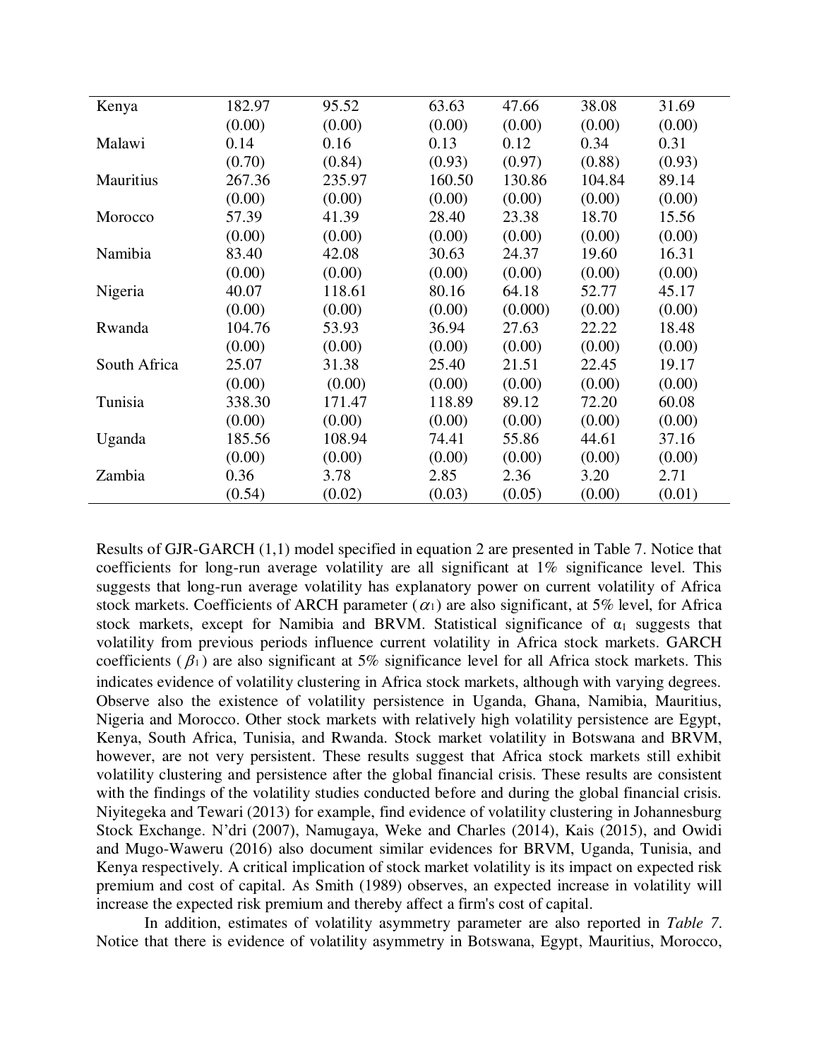| | | | | | | |
|---|---|---|---|---|---|---|
| Kenya | 182.97 | 95.52 | 63.63 | 47.66 | 38.08 | 31.69 |
| | (0.00) | (0.00) | (0.00) | (0.00) | (0.00) | (0.00) |
| Malawi | 0.14 | 0.16 | 0.13 | 0.12 | 0.34 | 0.31 |
| | (0.70) | (0.84) | (0.93) | (0.97) | (0.88) | (0.93) |
| Mauritius | 267.36 | 235.97 | 160.50 | 130.86 | 104.84 | 89.14 |
| | (0.00) | (0.00) | (0.00) | (0.00) | (0.00) | (0.00) |
| Morocco | 57.39 | 41.39 | 28.40 | 23.38 | 18.70 | 15.56 |
| | (0.00) | (0.00) | (0.00) | (0.00) | (0.00) | (0.00) |
| Namibia | 83.40 | 42.08 | 30.63 | 24.37 | 19.60 | 16.31 |
| | (0.00) | (0.00) | (0.00) | (0.00) | (0.00) | (0.00) |
| Nigeria | 40.07 | 118.61 | 80.16 | 64.18 | 52.77 | 45.17 |
| | (0.00) | (0.00) | (0.00) | (0.000) | (0.00) | (0.00) |
| Rwanda | 104.76 | 53.93 | 36.94 | 27.63 | 22.22 | 18.48 |
| | (0.00) | (0.00) | (0.00) | (0.00) | (0.00) | (0.00) |
| South Africa | 25.07 | 31.38 | 25.40 | 21.51 | 22.45 | 19.17 |
| | (0.00) | (0.00) | (0.00) | (0.00) | (0.00) | (0.00) |
| Tunisia | 338.30 | 171.47 | 118.89 | 89.12 | 72.20 | 60.08 |
| | (0.00) | (0.00) | (0.00) | (0.00) | (0.00) | (0.00) |
| Uganda | 185.56 | 108.94 | 74.41 | 55.86 | 44.61 | 37.16 |
| | (0.00) | (0.00) | (0.00) | (0.00) | (0.00) | (0.00) |
| Zambia | 0.36 | 3.78 | 2.85 | 2.36 | 3.20 | 2.71 |
| | (0.54) | (0.02) | (0.03) | (0.05) | (0.00) | (0.01) |

Results of GJR-GARCH (1,1) model specified in equation 2 are presented in Table 7. Notice that coefficients for long-run average volatility are all significant at 1% significance level. This suggests that long-run average volatility has explanatory power on current volatility of Africa stock markets. Coefficients of ARCH parameter ($\alpha_1$) are also significant, at 5% level, for Africa stock markets, except for Namibia and BRVM. Statistical significance of $\alpha_1$ suggests that volatility from previous periods influence current volatility in Africa stock markets. GARCH coefficients ($\beta_1$) are also significant at 5% significance level for all Africa stock markets. This indicates evidence of volatility clustering in Africa stock markets, although with varying degrees. Observe also the existence of volatility persistence in Uganda, Ghana, Namibia, Mauritius, Nigeria and Morocco. Other stock markets with relatively high volatility persistence are Egypt, Kenya, South Africa, Tunisia, and Rwanda. Stock market volatility in Botswana and BRVM, however, are not very persistent. These results suggest that Africa stock markets still exhibit volatility clustering and persistence after the global financial crisis. These results are consistent with the findings of the volatility studies conducted before and during the global financial crisis. Niyitegeka and Tewari (2013) for example, find evidence of volatility clustering in Johannesburg Stock Exchange. N'dri (2007), Namugaya, Weke and Charles (2014), Kais (2015), and Owidi and Mugo-Waweru (2016) also document similar evidences for BRVM, Uganda, Tunisia, and Kenya respectively. A critical implication of stock market volatility is its impact on expected risk premium and cost of capital. As Smith (1989) observes, an expected increase in volatility will increase the expected risk premium and thereby affect a firm's cost of capital.

In addition, estimates of volatility asymmetry parameter are also reported in *Table 7*. Notice that there is evidence of volatility asymmetry in Botswana, Egypt, Mauritius, Morocco,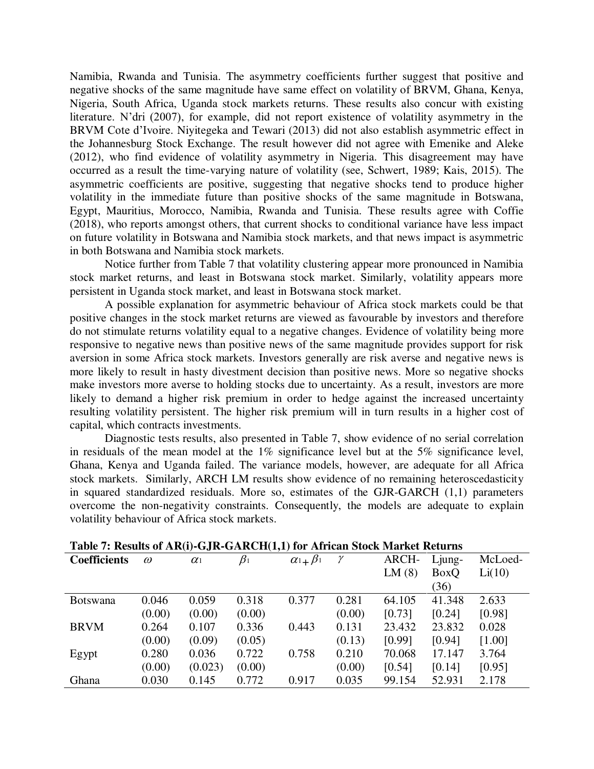Namibia, Rwanda and Tunisia. The asymmetry coefficients further suggest that positive and negative shocks of the same magnitude have same effect on volatility of BRVM, Ghana, Kenya, Nigeria, South Africa, Uganda stock markets returns. These results also concur with existing literature. N'dri (2007), for example, did not report existence of volatility asymmetry in the BRVM Cote d'Ivoire. Niyitegeka and Tewari (2013) did not also establish asymmetric effect in the Johannesburg Stock Exchange. The result however did not agree with Emenike and Aleke (2012), who find evidence of volatility asymmetry in Nigeria. This disagreement may have occurred as a result the time-varying nature of volatility (see, Schwert, 1989; Kais, 2015). The asymmetric coefficients are positive, suggesting that negative shocks tend to produce higher volatility in the immediate future than positive shocks of the same magnitude in Botswana, Egypt, Mauritius, Morocco, Namibia, Rwanda and Tunisia. These results agree with Coffie (2018), who reports amongst others, that current shocks to conditional variance have less impact on future volatility in Botswana and Namibia stock markets, and that news impact is asymmetric in both Botswana and Namibia stock markets.

Notice further from Table 7 that volatility clustering appear more pronounced in Namibia stock market returns, and least in Botswana stock market. Similarly, volatility appears more persistent in Uganda stock market, and least in Botswana stock market.

A possible explanation for asymmetric behaviour of Africa stock markets could be that positive changes in the stock market returns are viewed as favourable by investors and therefore do not stimulate returns volatility equal to a negative changes. Evidence of volatility being more responsive to negative news than positive news of the same magnitude provides support for risk aversion in some Africa stock markets. Investors generally are risk averse and negative news is more likely to result in hasty divestment decision than positive news. More so negative shocks make investors more averse to holding stocks due to uncertainty. As a result, investors are more likely to demand a higher risk premium in order to hedge against the increased uncertainty resulting volatility persistent. The higher risk premium will in turn results in a higher cost of capital, which contracts investments.

Diagnostic tests results, also presented in Table 7, show evidence of no serial correlation in residuals of the mean model at the 1% significance level but at the 5% significance level, Ghana, Kenya and Uganda failed. The variance models, however, are adequate for all Africa stock markets. Similarly, ARCH LM results show evidence of no remaining heteroscedasticity in squared standardized residuals. More so, estimates of the GJR-GARCH (1,1) parameters overcome the non-negativity constraints. Consequently, the models are adequate to explain volatility behaviour of Africa stock markets.

**Table 7: Results of AR(i)-GJR-GARCH(1,1) for African Stock Market Returns**

| Coefficients | $\omega$ | $\alpha_1$ | $\beta_1$ | $\alpha_1 + \beta_1$ | $\gamma$ | ARCH-LM (8) | Ljung-BoxQ (36) | McLoed-Li(10) |
|---|---|---|---|---|---|---|---|---|
| Botswana | 0.046 | 0.059 | 0.318 | 0.377 | 0.281 | 64.105 | 41.348 | 2.633 |
| | (0.00) | (0.00) | (0.00) | | (0.00) | [0.73] | [0.24] | [0.98] |
| BRVM | 0.264 | 0.107 | 0.336 | 0.443 | 0.131 | 23.432 | 23.832 | 0.028 |
| | (0.00) | (0.09) | (0.05) | | (0.13) | [0.99] | [0.94] | [1.00] |
| Egypt | 0.280 | 0.036 | 0.722 | 0.758 | 0.210 | 70.068 | 17.147 | 3.764 |
| | (0.00) | (0.023) | (0.00) | | (0.00) | [0.54] | [0.14] | [0.95] |
| Ghana | 0.030 | 0.145 | 0.772 | 0.917 | 0.035 | 99.154 | 52.931 | 2.178 |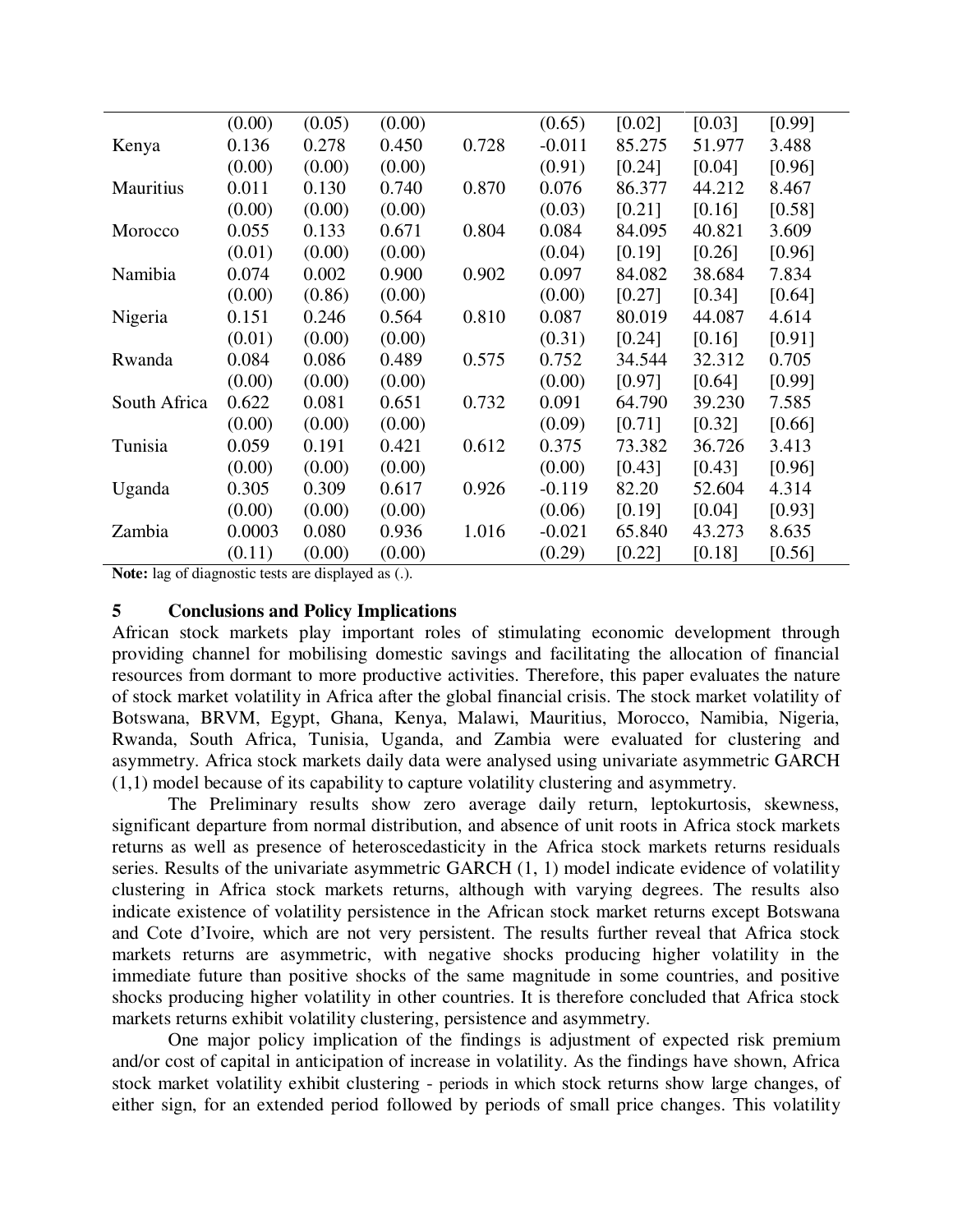| | | | | | | | | |
|---|---|---|---|---|---|---|---|---|
| | (0.00) | (0.05) | (0.00) | | (0.65) | [0.02] | [0.03] | [0.99] |
| Kenya | 0.136 | 0.278 | 0.450 | 0.728 | -0.011 | 85.275 | 51.977 | 3.488 |
| | (0.00) | (0.00) | (0.00) | | (0.91) | [0.24] | [0.04] | [0.96] |
| Mauritius | 0.011 | 0.130 | 0.740 | 0.870 | 0.076 | 86.377 | 44.212 | 8.467 |
| | (0.00) | (0.00) | (0.00) | | (0.03) | [0.21] | [0.16] | [0.58] |
| Morocco | 0.055 | 0.133 | 0.671 | 0.804 | 0.084 | 84.095 | 40.821 | 3.609 |
| | (0.01) | (0.00) | (0.00) | | (0.04) | [0.19] | [0.26] | [0.96] |
| Namibia | 0.074 | 0.002 | 0.900 | 0.902 | 0.097 | 84.082 | 38.684 | 7.834 |
| | (0.00) | (0.86) | (0.00) | | (0.00) | [0.27] | [0.34] | [0.64] |
| Nigeria | 0.151 | 0.246 | 0.564 | 0.810 | 0.087 | 80.019 | 44.087 | 4.614 |
| | (0.01) | (0.00) | (0.00) | | (0.31) | [0.24] | [0.16] | [0.91] |
| Rwanda | 0.084 | 0.086 | 0.489 | 0.575 | 0.752 | 34.544 | 32.312 | 0.705 |
| | (0.00) | (0.00) | (0.00) | | (0.00) | [0.97] | [0.64] | [0.99] |
| South Africa | 0.622 | 0.081 | 0.651 | 0.732 | 0.091 | 64.790 | 39.230 | 7.585 |
| | (0.00) | (0.00) | (0.00) | | (0.09) | [0.71] | [0.32] | [0.66] |
| Tunisia | 0.059 | 0.191 | 0.421 | 0.612 | 0.375 | 73.382 | 36.726 | 3.413 |
| | (0.00) | (0.00) | (0.00) | | (0.00) | [0.43] | [0.43] | [0.96] |
| Uganda | 0.305 | 0.309 | 0.617 | 0.926 | -0.119 | 82.20 | 52.604 | 4.314 |
| | (0.00) | (0.00) | (0.00) | | (0.06) | [0.19] | [0.04] | [0.93] |
| Zambia | 0.0003 | 0.080 | 0.936 | 1.016 | -0.021 | 65.840 | 43.273 | 8.635 |
| | (0.11) | (0.00) | (0.00) | | (0.29) | [0.22] | [0.18] | [0.56] |

**Note:** lag of diagnostic tests are displayed as (.).

## 5 Conclusions and Policy Implications

African stock markets play important roles of stimulating economic development through providing channel for mobilising domestic savings and facilitating the allocation of financial resources from dormant to more productive activities. Therefore, this paper evaluates the nature of stock market volatility in Africa after the global financial crisis. The stock market volatility of Botswana, BRVM, Egypt, Ghana, Kenya, Malawi, Mauritius, Morocco, Namibia, Nigeria, Rwanda, South Africa, Tunisia, Uganda, and Zambia were evaluated for clustering and asymmetry. Africa stock markets daily data were analysed using univariate asymmetric GARCH (1,1) model because of its capability to capture volatility clustering and asymmetry.

The Preliminary results show zero average daily return, leptokurtosis, skewness, significant departure from normal distribution, and absence of unit roots in Africa stock markets returns as well as presence of heteroscedasticity in the Africa stock markets returns residuals series. Results of the univariate asymmetric GARCH (1, 1) model indicate evidence of volatility clustering in Africa stock markets returns, although with varying degrees. The results also indicate existence of volatility persistence in the African stock market returns except Botswana and Cote d'Ivoire, which are not very persistent. The results further reveal that Africa stock markets returns are asymmetric, with negative shocks producing higher volatility in the immediate future than positive shocks of the same magnitude in some countries, and positive shocks producing higher volatility in other countries. It is therefore concluded that Africa stock markets returns exhibit volatility clustering, persistence and asymmetry.

One major policy implication of the findings is adjustment of expected risk premium and/or cost of capital in anticipation of increase in volatility. As the findings have shown, Africa stock market volatility exhibit clustering - periods in which stock returns show large changes, of either sign, for an extended period followed by periods of small price changes. This volatility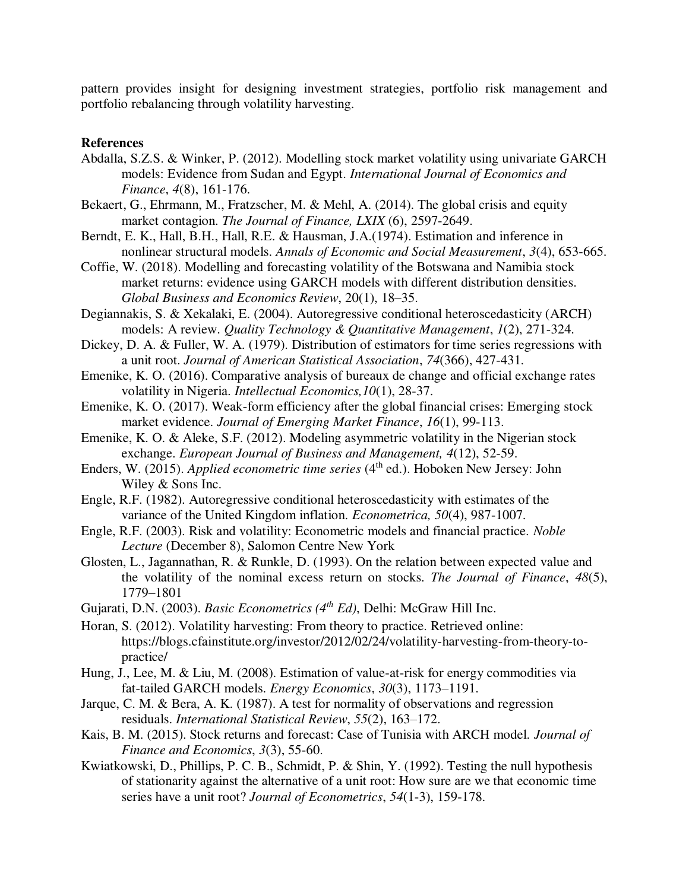pattern provides insight for designing investment strategies, portfolio risk management and portfolio rebalancing through volatility harvesting.

**References**

Abdalla, S.Z.S. & Winker, P. (2012). Modelling stock market volatility using univariate GARCH models: Evidence from Sudan and Egypt. *International Journal of Economics and Finance*, *4*(8), 161-176.

Bekaert, G., Ehrmann, M., Fratzscher, M. & Mehl, A. (2014). The global crisis and equity market contagion. *The Journal of Finance, LXIX* (6), 2597-2649.

Berndt, E. K., Hall, B.H., Hall, R.E. & Hausman, J.A.(1974). Estimation and inference in nonlinear structural models. *Annals of Economic and Social Measurement*, *3*(4), 653-665.

Coffie, W. (2018). Modelling and forecasting volatility of the Botswana and Namibia stock market returns: evidence using GARCH models with different distribution densities. *Global Business and Economics Review*, 20(1), 18–35.

Degiannakis, S. & Xekalaki, E. (2004). Autoregressive conditional heteroscedasticity (ARCH) models: A review. *Quality Technology & Quantitative Management*, *1*(2), 271-324.

Dickey, D. A. & Fuller, W. A. (1979). Distribution of estimators for time series regressions with a unit root. *Journal of American Statistical Association*, *74*(366), 427-431.

Emenike, K. O. (2016). Comparative analysis of bureaux de change and official exchange rates volatility in Nigeria. *Intellectual Economics,10*(1), 28-37.

Emenike, K. O. (2017). Weak-form efficiency after the global financial crises: Emerging stock market evidence. *Journal of Emerging Market Finance*, *16*(1), 99-113.

Emenike, K. O. & Aleke, S.F. (2012). Modeling asymmetric volatility in the Nigerian stock exchange. *European Journal of Business and Management, 4*(12), 52-59.

Enders, W. (2015). *Applied econometric time series* (4th ed.). Hoboken New Jersey: John Wiley & Sons Inc.

Engle, R.F. (1982). Autoregressive conditional heteroscedasticity with estimates of the variance of the United Kingdom inflation. *Econometrica, 50*(4), 987-1007.

Engle, R.F. (2003). Risk and volatility: Econometric models and financial practice. *Noble Lecture* (December 8), Salomon Centre New York

Glosten, L., Jagannathan, R. & Runkle, D. (1993). On the relation between expected value and the volatility of the nominal excess return on stocks. *The Journal of Finance*, *48*(5), 1779–1801

Gujarati, D.N. (2003). *Basic Econometrics (4th Ed)*, Delhi: McGraw Hill Inc.

Horan, S. (2012). Volatility harvesting: From theory to practice. Retrieved online: https://blogs.cfainstitute.org/investor/2012/02/24/volatility-harvesting-from-theory-to-practice/

Hung, J., Lee, M. & Liu, M. (2008). Estimation of value-at-risk for energy commodities via fat-tailed GARCH models. *Energy Economics*, *30*(3), 1173–1191.

Jarque, C. M. & Bera, A. K. (1987). A test for normality of observations and regression residuals. *International Statistical Review*, *55*(2), 163–172.

Kais, B. M. (2015). Stock returns and forecast: Case of Tunisia with ARCH model. *Journal of Finance and Economics*, *3*(3), 55-60.

Kwiatkowski, D., Phillips, P. C. B., Schmidt, P. & Shin, Y. (1992). Testing the null hypothesis of stationarity against the alternative of a unit root: How sure are we that economic time series have a unit root? *Journal of Econometrics*, *54*(1-3), 159-178.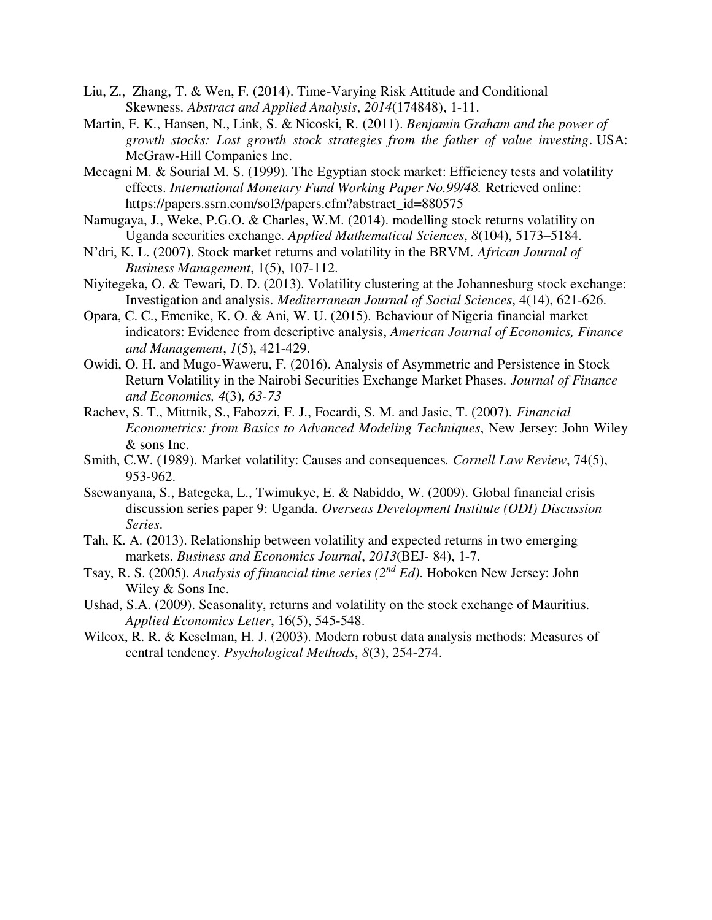Liu, Z., Zhang, T. & Wen, F. (2014). Time-Varying Risk Attitude and Conditional Skewness. *Abstract and Applied Analysis*, *2014*(174848), 1-11.

Martin, F. K., Hansen, N., Link, S. & Nicoski, R. (2011). *Benjamin Graham and the power of growth stocks: Lost growth stock strategies from the father of value investing*. USA: McGraw-Hill Companies Inc.

Mecagni M. & Sourial M. S. (1999). The Egyptian stock market: Efficiency tests and volatility effects. *International Monetary Fund Working Paper No.99/48.* Retrieved online: https://papers.ssrn.com/sol3/papers.cfm?abstract_id=880575

Namugaya, J., Weke, P.G.O. & Charles, W.M. (2014). modelling stock returns volatility on Uganda securities exchange. *Applied Mathematical Sciences*, *8*(104), 5173–5184.

N'dri, K. L. (2007). Stock market returns and volatility in the BRVM. *African Journal of Business Management*, 1(5), 107-112.

Niyitegeka, O. & Tewari, D. D. (2013). Volatility clustering at the Johannesburg stock exchange: Investigation and analysis. *Mediterranean Journal of Social Sciences*, 4(14), 621-626.

Opara, C. C., Emenike, K. O. & Ani, W. U. (2015). Behaviour of Nigeria financial market indicators: Evidence from descriptive analysis, *American Journal of Economics, Finance and Management*, *1*(5), 421-429.

Owidi, O. H. and Mugo-Waweru, F. (2016). Analysis of Asymmetric and Persistence in Stock Return Volatility in the Nairobi Securities Exchange Market Phases. *Journal of Finance and Economics, 4*(3)*, 63-73*

Rachev, S. T., Mittnik, S., Fabozzi, F. J., Focardi, S. M. and Jasic, T. (2007). *Financial Econometrics: from Basics to Advanced Modeling Techniques*, New Jersey: John Wiley & sons Inc.

Smith, C.W. (1989). Market volatility: Causes and consequences. *Cornell Law Review*, 74(5), 953-962.

Ssewanyana, S., Bategeka, L., Twimukye, E. & Nabiddo, W. (2009). Global financial crisis discussion series paper 9: Uganda. *Overseas Development Institute (ODI) Discussion Series*.

Tah, K. A. (2013). Relationship between volatility and expected returns in two emerging markets. *Business and Economics Journal*, *2013*(BEJ- 84), 1-7.

Tsay, R. S. (2005). *Analysis of financial time series (2nd Ed).* Hoboken New Jersey: John Wiley & Sons Inc.

Ushad, S.A. (2009). Seasonality, returns and volatility on the stock exchange of Mauritius. *Applied Economics Letter*, 16(5), 545-548.

Wilcox, R. R. & Keselman, H. J. (2003). Modern robust data analysis methods: Measures of central tendency. *Psychological Methods*, *8*(3), 254-274.